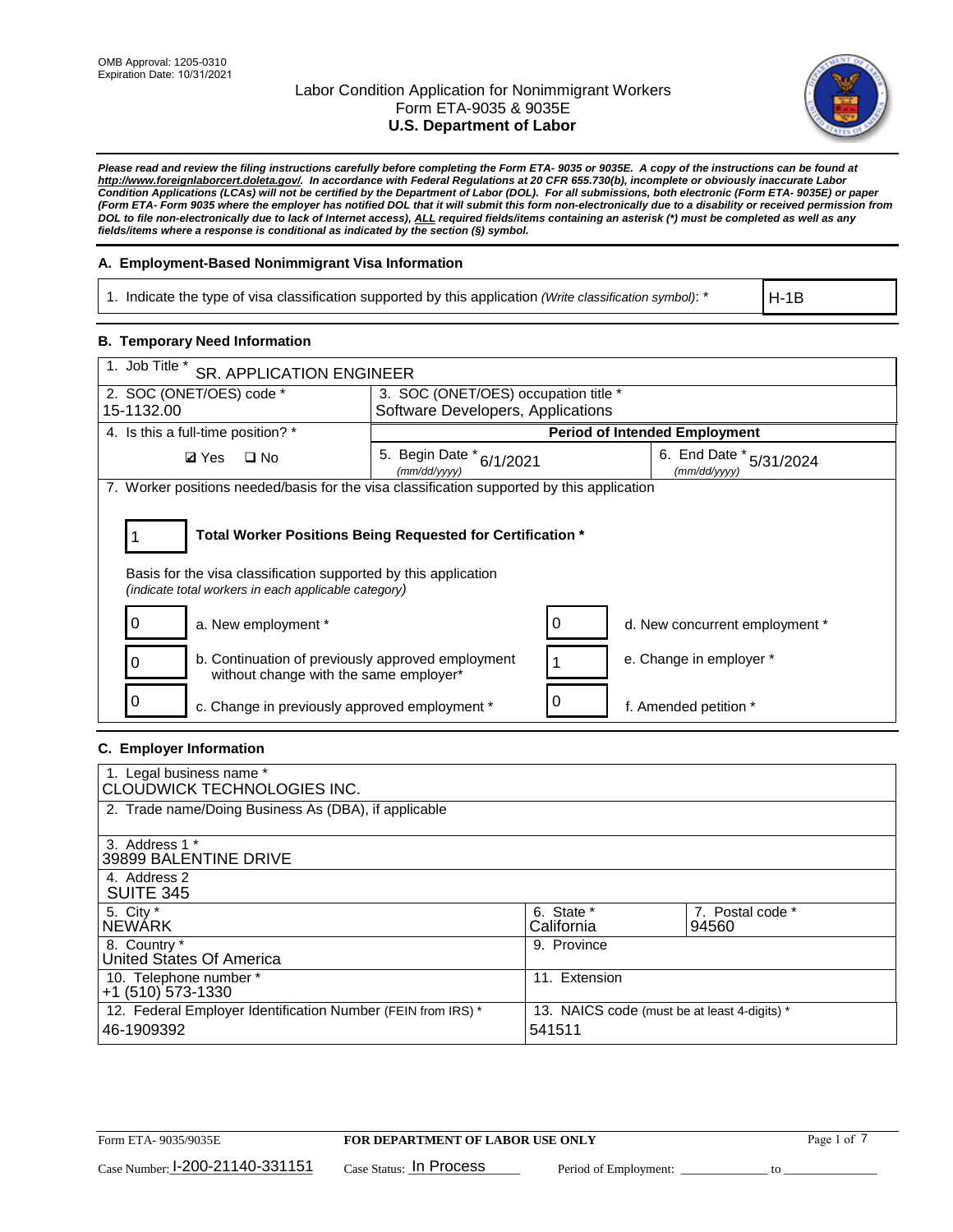OMB Approval: 1205-0310
Expiration Date: 10/31/2021

# Labor Condition Application for Nonimmigrant Workers
## Form ETA-9035 & 9035E
## U.S. Department of Labor

***Please read and review the filing instructions carefully before completing the Form ETA- 9035 or 9035E. A copy of the instructions can be found at http://www.foreignlaborcert.doleta.gov/. In accordance with Federal Regulations at 20 CFR 655.730(b), incomplete or obviously inaccurate Labor Condition Applications (LCAs) will not be certified by the Department of Labor (DOL). For all submissions, both electronic (Form ETA- 9035E) or paper (Form ETA- Form 9035 where the employer has notified DOL that it will submit this form non-electronically due to a disability or received permission from DOL to file non-electronically due to lack of Internet access), ALL required fields/items containing an asterisk (*) must be completed as well as any fields/items where a response is conditional as indicated by the section (§) symbol.***

### A. Employment-Based Nonimmigrant Visa Information

| 1. Indicate the type of visa classification supported by this application *(Write classification symbol)*: * | H-1B |
|---|---|

### B. Temporary Need Information

| 1. Job Title * SR. APPLICATION ENGINEER | | |
|---|---|---|
| 2. SOC (ONET/OES) code * 15-1132.00 | 3. SOC (ONET/OES) occupation title * Software Developers, Applications | |
| 4. Is this a full-time position? * | **Period of Intended Employment** | |
| ☑ Yes ☐ No | 5. Begin Date * 6/1/2021 *(mm/dd/yyyy)* | 6. End Date * 5/31/2024 *(mm/dd/yyyy)* |

7. Worker positions needed/basis for the visa classification supported by this application

**1** — **Total Worker Positions Being Requested for Certification ***

Basis for the visa classification supported by this application
*(indicate total workers in each applicable category)*

| | | | |
|---|---|---|---|
| 0 | a. New employment * | 0 | d. New concurrent employment * |
| 0 | b. Continuation of previously approved employment without change with the same employer* | 1 | e. Change in employer * |
| 0 | c. Change in previously approved employment * | 0 | f. Amended petition * |

### C. Employer Information

| | | |
|---|---|---|
| 1. Legal business name * CLOUDWICK TECHNOLOGIES INC. | | |
| 2. Trade name/Doing Business As (DBA), if applicable | | |
| 3. Address 1 * 39899 BALENTINE DRIVE | | |
| 4. Address 2 SUITE 345 | | |
| 5. City * NEWARK | 6. State * California | 7. Postal code * 94560 |
| 8. Country * United States Of America | 9. Province | |
| 10. Telephone number * +1 (510) 573-1330 | 11. Extension | |
| 12. Federal Employer Identification Number (FEIN from IRS) * 46-1909392 | 13. NAICS code (must be at least 4-digits) * 541511 | |

Form ETA- 9035/9035E — **FOR DEPARTMENT OF LABOR USE ONLY**

Case Number: I-200-21140-331151 Case Status: In Process Period of Employment: ______________ to ______________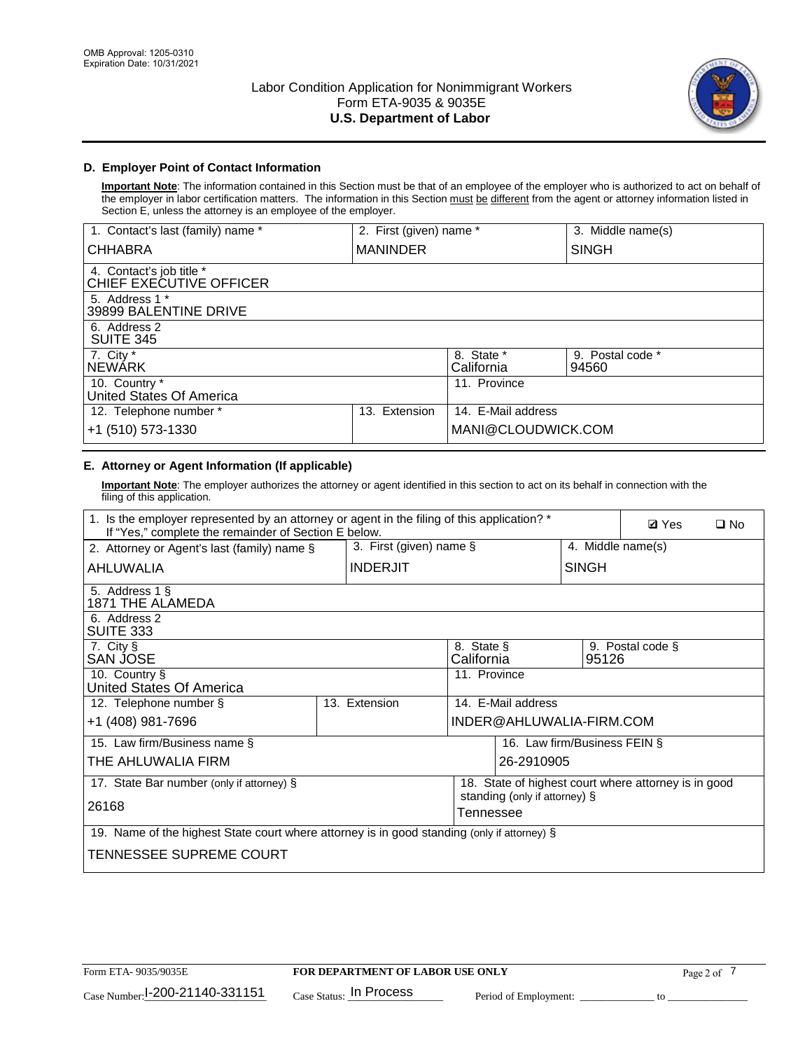## D. Employer Point of Contact Information

**Important Note**: The information contained in this Section must be that of an employee of the employer who is authorized to act on behalf of the employer in labor certification matters. The information in this Section must be different from the agent or attorney information listed in Section E, unless the attorney is an employee of the employer.

| 1. Contact's last (family) name * | 2. First (given) name * | 3. Middle name(s) |
|---|---|---|
| CHHABRA | MANINDER | SINGH |
| 4. Contact's job title * CHIEF EXECUTIVE OFFICER | | |
| 5. Address 1 * 39899 BALENTINE DRIVE | | |
| 6. Address 2 SUITE 345 | | |
| 7. City * NEWARK | 8. State * California | 9. Postal code * 94560 |
| 10. Country * United States Of America | 11. Province | |
| 12. Telephone number * +1 (510) 573-1330 | 13. Extension | 14. E-Mail address MANI@CLOUDWICK.COM |

## E. Attorney or Agent Information (If applicable)

**Important Note**: The employer authorizes the attorney or agent identified in this section to act on its behalf in connection with the filing of this application.

| 1. Is the employer represented by an attorney or agent in the filing of this application? * If "Yes," complete the remainder of Section E below. | | ☑ Yes ☐ No |
|---|---|---|
| 2. Attorney or Agent's last (family) name § AHLUWALIA | 3. First (given) name § INDERJIT | 4. Middle name(s) SINGH |
| 5. Address 1 § 1871 THE ALAMEDA | | |
| 6. Address 2 SUITE 333 | | |
| 7. City § SAN JOSE | 8. State § California | 9. Postal code § 95126 |
| 10. Country § United States Of America | 11. Province | |
| 12. Telephone number § +1 (408) 981-7696 | 13. Extension | 14. E-Mail address INDER@AHLUWALIA-FIRM.COM |
| 15. Law firm/Business name § THE AHLUWALIA FIRM | | 16. Law firm/Business FEIN § 26-2910905 |
| 17. State Bar number (only if attorney) § 26168 | | 18. State of highest court where attorney is in good standing (only if attorney) § Tennessee |
| 19. Name of the highest State court where attorney is in good standing (only if attorney) § TENNESSEE SUPREME COURT | | |

Form ETA- 9035/9035E | FOR DEPARTMENT OF LABOR USE ONLY

Case Number: I-200-21140-331151 Case Status: In Process Period of Employment: ____________ to ____________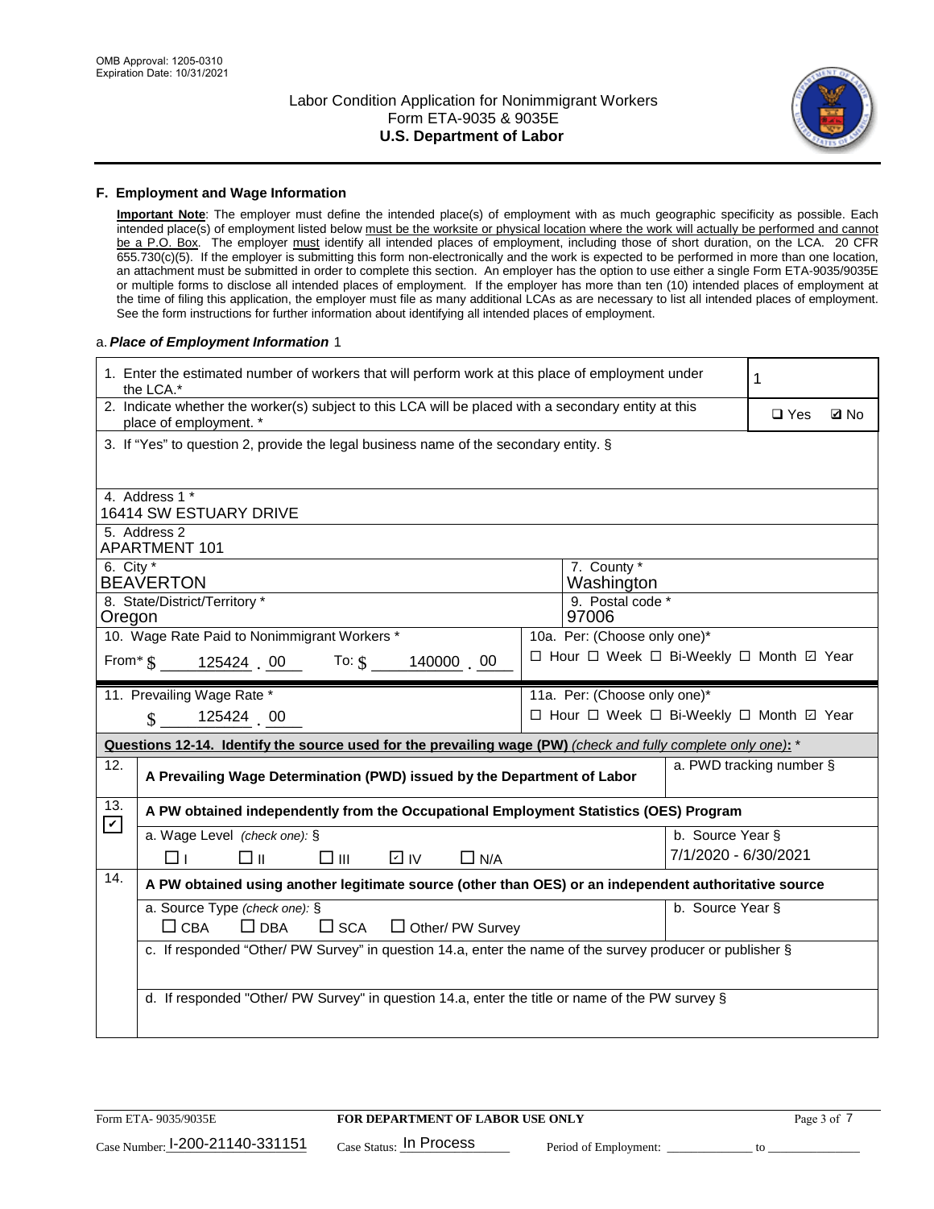## F. Employment and Wage Information

**Important Note**: The employer must define the intended place(s) of employment with as much geographic specificity as possible. Each intended place(s) of employment listed below must be the worksite or physical location where the work will actually be performed and cannot be a P.O. Box. The employer must identify all intended places of employment, including those of short duration, on the LCA. 20 CFR 655.730(c)(5). If the employer is submitting this form non-electronically and the work is expected to be performed in more than one location, an attachment must be submitted in order to complete this section. An employer has the option to use either a single Form ETA-9035/9035E or multiple forms to disclose all intended places of employment. If the employer has more than ten (10) intended places of employment at the time of filing this application, the employer must file as many additional LCAs as are necessary to list all intended places of employment. See the form instructions for further information about identifying all intended places of employment.

a. ***Place of Employment Information*** 1

| | |
|---|---|
| 1. Enter the estimated number of workers that will perform work at this place of employment under the LCA.* | 1 |
| 2. Indicate whether the worker(s) subject to this LCA will be placed with a secondary entity at this place of employment. * | ☐ Yes ☑ No |
| 3. If "Yes" to question 2, provide the legal business name of the secondary entity. § | |
| 4. Address 1 * | 16414 SW ESTUARY DRIVE |
| 5. Address 2 | APARTMENT 101 |
| 6. City * BEAVERTON | 7. County * Washington |
| 8. State/District/Territory * Oregon | 9. Postal code * 97006 |
| 10. Wage Rate Paid to Nonimmigrant Workers * From* $ 125424 . 00 To: $ 140000 . 00 | 10a. Per: (Choose only one)* ☐ Hour ☐ Week ☐ Bi-Weekly ☐ Month ☑ Year |
| 11. Prevailing Wage Rate * $ 125424 . 00 | 11a. Per: (Choose only one)* ☐ Hour ☐ Week ☐ Bi-Weekly ☐ Month ☑ Year |

**Questions 12-14. Identify the source used for the prevailing wage (PW)** *(check and fully complete only one)*: *

| | | |
|---|---|---|
| 12. ☐ | **A Prevailing Wage Determination (PWD) issued by the Department of Labor** | a. PWD tracking number § |
| 13. ☑ | **A PW obtained independently from the Occupational Employment Statistics (OES) Program** | |
| | a. Wage Level *(check one):* § ☐ I ☐ II ☐ III ☑ IV ☐ N/A | b. Source Year § 7/1/2020 - 6/30/2021 |
| 14. ☐ | **A PW obtained using another legitimate source (other than OES) or an independent authoritative source** | |
| | a. Source Type *(check one):* § ☐ CBA ☐ DBA ☐ SCA ☐ Other/ PW Survey | b. Source Year § |
| | c. If responded "Other/ PW Survey" in question 14.a, enter the name of the survey producer or publisher § | |
| | d. If responded "Other/ PW Survey" in question 14.a, enter the title or name of the PW survey § | |

Form ETA- 9035/9035E | **FOR DEPARTMENT OF LABOR USE ONLY**

Case Number: I-200-21140-331151  Case Status: In Process  Period of Employment: _____________ to _____________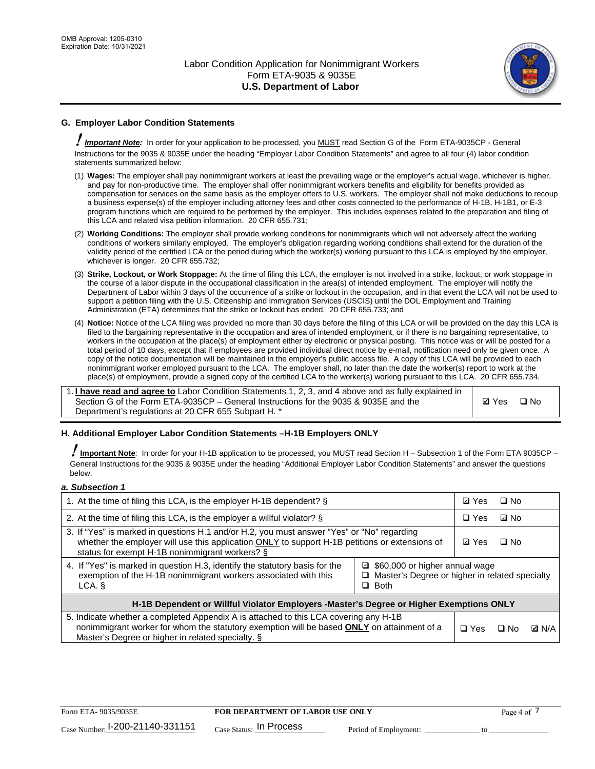## G. Employer Labor Condition Statements

! ***Important Note:*** In order for your application to be processed, you MUST read Section G of the Form ETA-9035CP - General Instructions for the 9035 & 9035E under the heading "Employer Labor Condition Statements" and agree to all four (4) labor condition statements summarized below:

(1) **Wages:** The employer shall pay nonimmigrant workers at least the prevailing wage or the employer's actual wage, whichever is higher, and pay for non-productive time. The employer shall offer nonimmigrant workers benefits and eligibility for benefits provided as compensation for services on the same basis as the employer offers to U.S. workers. The employer shall not make deductions to recoup a business expense(s) of the employer including attorney fees and other costs connected to the performance of H-1B, H-1B1, or E-3 program functions which are required to be performed by the employer. This includes expenses related to the preparation and filing of this LCA and related visa petition information. 20 CFR 655.731;

(2) **Working Conditions:** The employer shall provide working conditions for nonimmigrants which will not adversely affect the working conditions of workers similarly employed. The employer's obligation regarding working conditions shall extend for the duration of the validity period of the certified LCA or the period during which the worker(s) working pursuant to this LCA is employed by the employer, whichever is longer. 20 CFR 655.732;

(3) **Strike, Lockout, or Work Stoppage:** At the time of filing this LCA, the employer is not involved in a strike, lockout, or work stoppage in the course of a labor dispute in the occupational classification in the area(s) of intended employment. The employer will notify the Department of Labor within 3 days of the occurrence of a strike or lockout in the occupation, and in that event the LCA will not be used to support a petition filing with the U.S. Citizenship and Immigration Services (USCIS) until the DOL Employment and Training Administration (ETA) determines that the strike or lockout has ended. 20 CFR 655.733; and

(4) **Notice:** Notice of the LCA filing was provided no more than 30 days before the filing of this LCA or will be provided on the day this LCA is filed to the bargaining representative in the occupation and area of intended employment, or if there is no bargaining representative, to workers in the occupation at the place(s) of employment either by electronic or physical posting. This notice was or will be posted for a total period of 10 days, except that if employees are provided individual direct notice by e-mail, notification need only be given once. A copy of the notice documentation will be maintained in the employer's public access file. A copy of this LCA will be provided to each nonimmigrant worker employed pursuant to the LCA. The employer shall, no later than the date the worker(s) report to work at the place(s) of employment, provide a signed copy of the certified LCA to the worker(s) working pursuant to this LCA. 20 CFR 655.734.

| | |
|---|---|
| 1. **I have read and agree to** Labor Condition Statements 1, 2, 3, and 4 above and as fully explained in Section G of the Form ETA-9035CP – General Instructions for the 9035 & 9035E and the Department's regulations at 20 CFR 655 Subpart H. * | ☑ Yes ☐ No |

## H. Additional Employer Labor Condition Statements –H-1B Employers ONLY

! **Important Note**: In order for your H-1B application to be processed, you MUST read Section H – Subsection 1 of the Form ETA 9035CP – General Instructions for the 9035 & 9035E under the heading "Additional Employer Labor Condition Statements" and answer the questions below.

*a. Subsection 1*

| | | |
|---|---|---|
| 1. At the time of filing this LCA, is the employer H-1B dependent? § | | ☑ Yes ☐ No |
| 2. At the time of filing this LCA, is the employer a willful violator? § | | ☐ Yes ☑ No |
| 3. If "Yes" is marked in questions H.1 and/or H.2, you must answer "Yes" or "No" regarding whether the employer will use this application ONLY to support H-1B petitions or extensions of status for exempt H-1B nonimmigrant workers? § | | ☑ Yes ☐ No |
| 4. If "Yes" is marked in question H.3, identify the statutory basis for the exemption of the H-1B nonimmigrant workers associated with this LCA. § | ☑ $60,000 or higher annual wage<br>☐ Master's Degree or higher in related specialty<br>☐ Both | |
| **H-1B Dependent or Willful Violator Employers -Master's Degree or Higher Exemptions ONLY** | | |
| 5. Indicate whether a completed Appendix A is attached to this LCA covering any H-1B nonimmigrant worker for whom the statutory exemption will be based **ONLY** on attainment of a Master's Degree or higher in related specialty. § | | ☐ Yes ☐ No ☑ N/A |

Case Number: I-200-21140-331151 Case Status: In Process Period of Employment: _____________ to _____________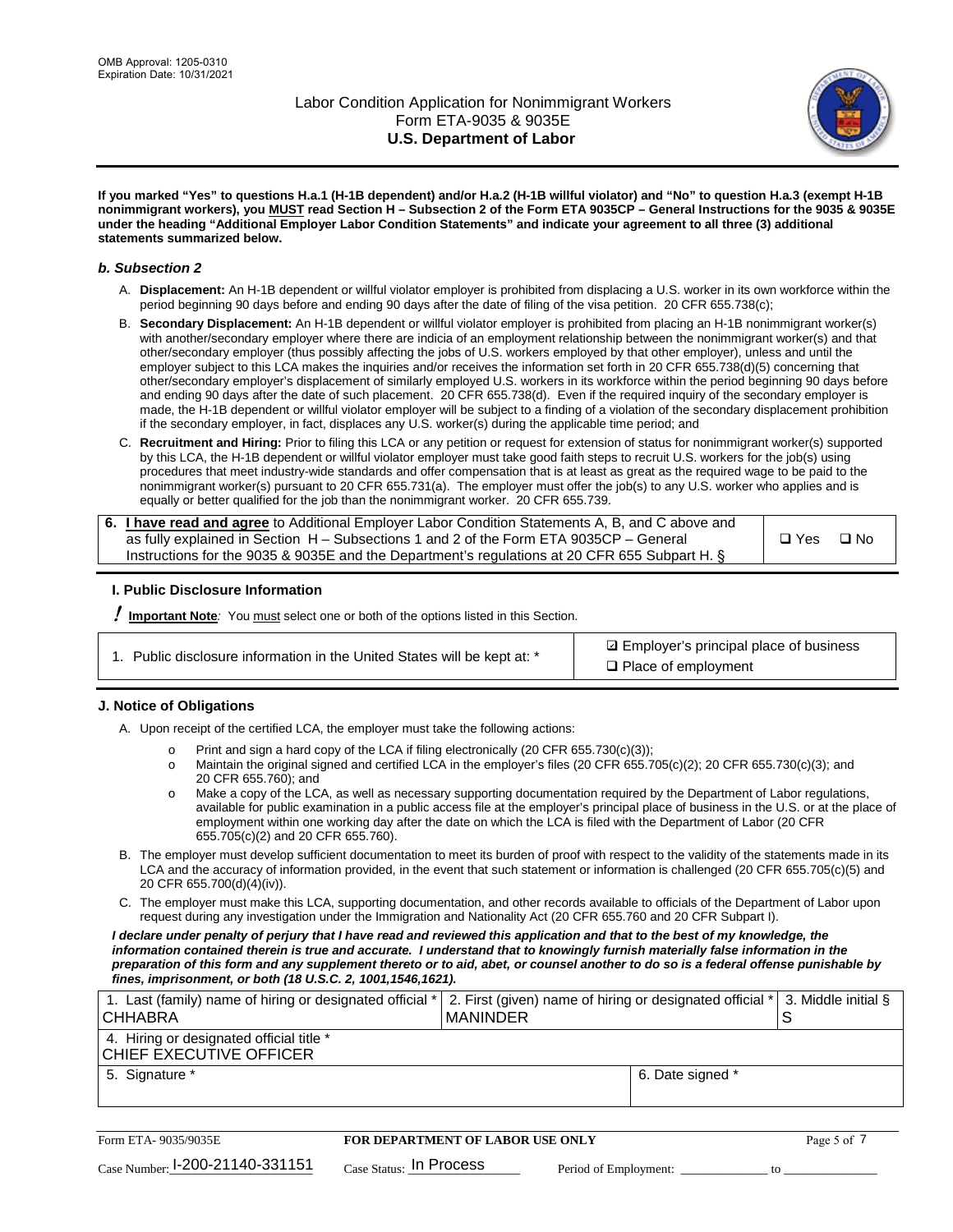**If you marked "Yes" to questions H.a.1 (H-1B dependent) and/or H.a.2 (H-1B willful violator) and "No" to question H.a.3 (exempt H-1B nonimmigrant workers), you MUST read Section H – Subsection 2 of the Form ETA 9035CP – General Instructions for the 9035 & 9035E under the heading "Additional Employer Labor Condition Statements" and indicate your agreement to all three (3) additional statements summarized below.**

### *b. Subsection 2*

A. **Displacement:** An H-1B dependent or willful violator employer is prohibited from displacing a U.S. worker in its own workforce within the period beginning 90 days before and ending 90 days after the date of filing of the visa petition. 20 CFR 655.738(c);

B. **Secondary Displacement:** An H-1B dependent or willful violator employer is prohibited from placing an H-1B nonimmigrant worker(s) with another/secondary employer where there are indicia of an employment relationship between the nonimmigrant worker(s) and that other/secondary employer (thus possibly affecting the jobs of U.S. workers employed by that other employer), unless and until the employer subject to this LCA makes the inquiries and/or receives the information set forth in 20 CFR 655.738(d)(5) concerning that other/secondary employer's displacement of similarly employed U.S. workers in its workforce within the period beginning 90 days before and ending 90 days after the date of such placement. 20 CFR 655.738(d). Even if the required inquiry of the secondary employer is made, the H-1B dependent or willful violator employer will be subject to a finding of a violation of the secondary displacement prohibition if the secondary employer, in fact, displaces any U.S. worker(s) during the applicable time period; and

C. **Recruitment and Hiring:** Prior to filing this LCA or any petition or request for extension of status for nonimmigrant worker(s) supported by this LCA, the H-1B dependent or willful violator employer must take good faith steps to recruit U.S. workers for the job(s) using procedures that meet industry-wide standards and offer compensation that is at least as great as the required wage to be paid to the nonimmigrant worker(s) pursuant to 20 CFR 655.731(a). The employer must offer the job(s) to any U.S. worker who applies and is equally or better qualified for the job than the nonimmigrant worker. 20 CFR 655.739.

| 6. **I have read and agree** to Additional Employer Labor Condition Statements A, B, and C above and as fully explained in Section H – Subsections 1 and 2 of the Form ETA 9035CP – General Instructions for the 9035 & 9035E and the Department's regulations at 20 CFR 655 Subpart H. § | ❑ Yes ❑ No |
|---|---|

### I. Public Disclosure Information

**! Important Note***:* You must select one or both of the options listed in this Section.

| 1. Public disclosure information in the United States will be kept at: * | ☑ Employer's principal place of business<br>❑ Place of employment |
|---|---|

### J. Notice of Obligations

A. Upon receipt of the certified LCA, the employer must take the following actions:

- o Print and sign a hard copy of the LCA if filing electronically (20 CFR 655.730(c)(3));
- o Maintain the original signed and certified LCA in the employer's files (20 CFR 655.705(c)(2); 20 CFR 655.730(c)(3); and 20 CFR 655.760); and
- o Make a copy of the LCA, as well as necessary supporting documentation required by the Department of Labor regulations, available for public examination in a public access file at the employer's principal place of business in the U.S. or at the place of employment within one working day after the date on which the LCA is filed with the Department of Labor (20 CFR 655.705(c)(2) and 20 CFR 655.760).

B. The employer must develop sufficient documentation to meet its burden of proof with respect to the validity of the statements made in its LCA and the accuracy of information provided, in the event that such statement or information is challenged (20 CFR 655.705(c)(5) and 20 CFR 655.700(d)(4)(iv)).

C. The employer must make this LCA, supporting documentation, and other records available to officials of the Department of Labor upon request during any investigation under the Immigration and Nationality Act (20 CFR 655.760 and 20 CFR Subpart I).

***I declare under penalty of perjury that I have read and reviewed this application and that to the best of my knowledge, the information contained therein is true and accurate. I understand that to knowingly furnish materially false information in the preparation of this form and any supplement thereto or to aid, abet, or counsel another to do so is a federal offense punishable by fines, imprisonment, or both (18 U.S.C. 2, 1001,1546,1621).***

| 1. Last (family) name of hiring or designated official *<br>CHHABRA | 2. First (given) name of hiring or designated official *<br>MANINDER | 3. Middle initial §<br>S |
|---|---|---|
| 4. Hiring or designated official title *<br>CHIEF EXECUTIVE OFFICER | | |
| 5. Signature * | 6. Date signed * | |

| Form ETA- 9035/9035E | FOR DEPARTMENT OF LABOR USE ONLY | |
|---|---|---|
| Case Number: I-200-21140-331151 | Case Status: In Process | Period of Employment: _____________ to _____________ |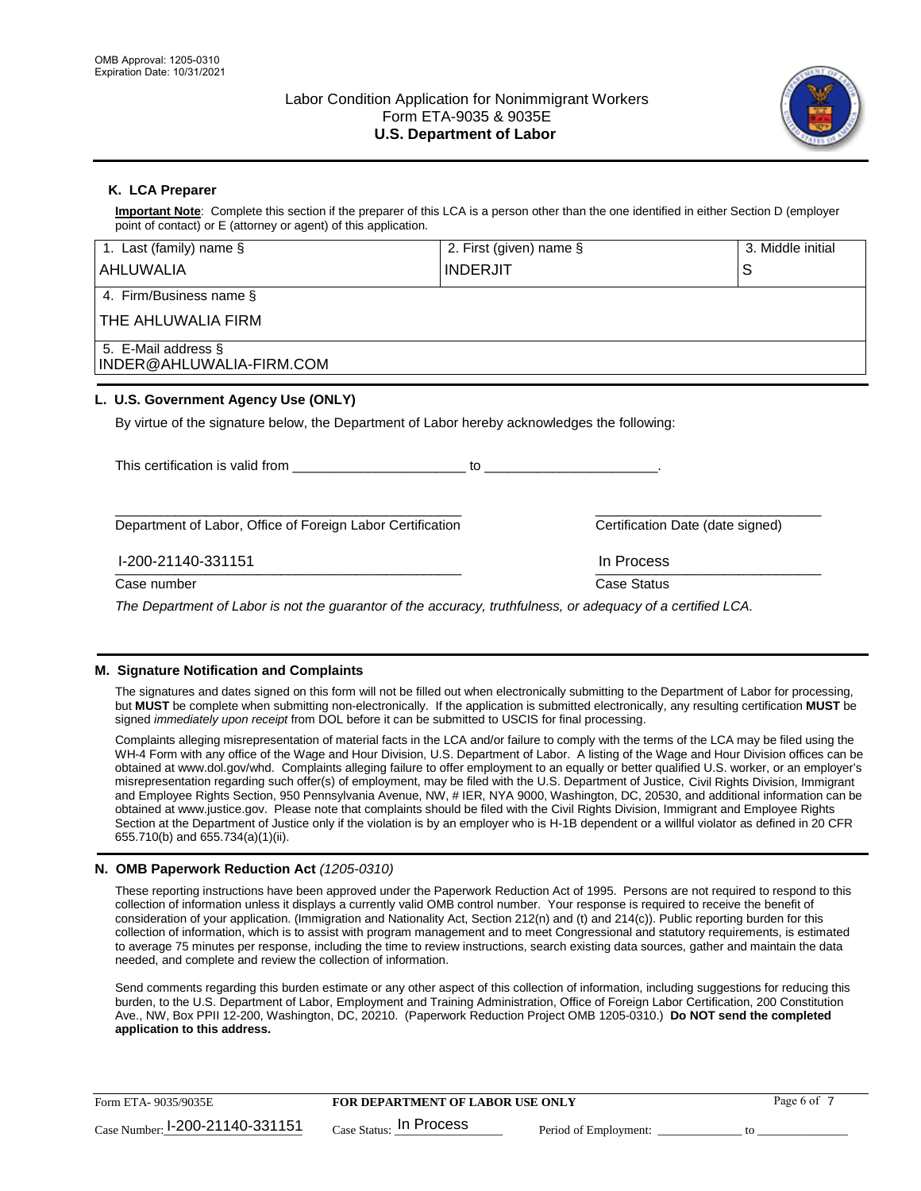OMB Approval: 1205-0310
Expiration Date: 10/31/2021

# Labor Condition Application for Nonimmigrant Workers
## Form ETA-9035 & 9035E
## U.S. Department of Labor

### K. LCA Preparer

**Important Note**: Complete this section if the preparer of this LCA is a person other than the one identified in either Section D (employer point of contact) or E (attorney or agent) of this application.

| 1. Last (family) name § | 2. First (given) name § | 3. Middle initial |
|---|---|---|
| AHLUWALIA | INDERJIT | S |
| 4. Firm/Business name § | | |
| THE AHLUWALIA FIRM | | |
| 5. E-Mail address § | | |
| INDER@AHLUWALIA-FIRM.COM | | |

### L. U.S. Government Agency Use (ONLY)

By virtue of the signature below, the Department of Labor hereby acknowledges the following:

This certification is valid from ______________________ to ______________________.

Department of Labor, Office of Foreign Labor Certification

Certification Date (date signed)

Case number: I-200-21140-331151

Case Status: In Process

*The Department of Labor is not the guarantor of the accuracy, truthfulness, or adequacy of a certified LCA.*

### M. Signature Notification and Complaints

The signatures and dates signed on this form will not be filled out when electronically submitting to the Department of Labor for processing, but **MUST** be complete when submitting non-electronically. If the application is submitted electronically, any resulting certification **MUST** be signed *immediately upon receipt* from DOL before it can be submitted to USCIS for final processing.

Complaints alleging misrepresentation of material facts in the LCA and/or failure to comply with the terms of the LCA may be filed using the WH-4 Form with any office of the Wage and Hour Division, U.S. Department of Labor. A listing of the Wage and Hour Division offices can be obtained at www.dol.gov/whd. Complaints alleging failure to offer employment to an equally or better qualified U.S. worker, or an employer's misrepresentation regarding such offer(s) of employment, may be filed with the U.S. Department of Justice, Civil Rights Division, Immigrant and Employee Rights Section, 950 Pennsylvania Avenue, NW, # IER, NYA 9000, Washington, DC, 20530, and additional information can be obtained at www.justice.gov. Please note that complaints should be filed with the Civil Rights Division, Immigrant and Employee Rights Section at the Department of Justice only if the violation is by an employer who is H-1B dependent or a willful violator as defined in 20 CFR 655.710(b) and 655.734(a)(1)(ii).

### N. OMB Paperwork Reduction Act *(1205-0310)*

These reporting instructions have been approved under the Paperwork Reduction Act of 1995. Persons are not required to respond to this collection of information unless it displays a currently valid OMB control number. Your response is required to receive the benefit of consideration of your application. (Immigration and Nationality Act, Section 212(n) and (t) and 214(c)). Public reporting burden for this collection of information, which is to assist with program management and to meet Congressional and statutory requirements, is estimated to average 75 minutes per response, including the time to review instructions, search existing data sources, gather and maintain the data needed, and complete and review the collection of information.

Send comments regarding this burden estimate or any other aspect of this collection of information, including suggestions for reducing this burden, to the U.S. Department of Labor, Employment and Training Administration, Office of Foreign Labor Certification, 200 Constitution Ave., NW, Box PPII 12-200, Washington, DC, 20210. (Paperwork Reduction Project OMB 1205-0310.) **Do NOT send the completed application to this address.**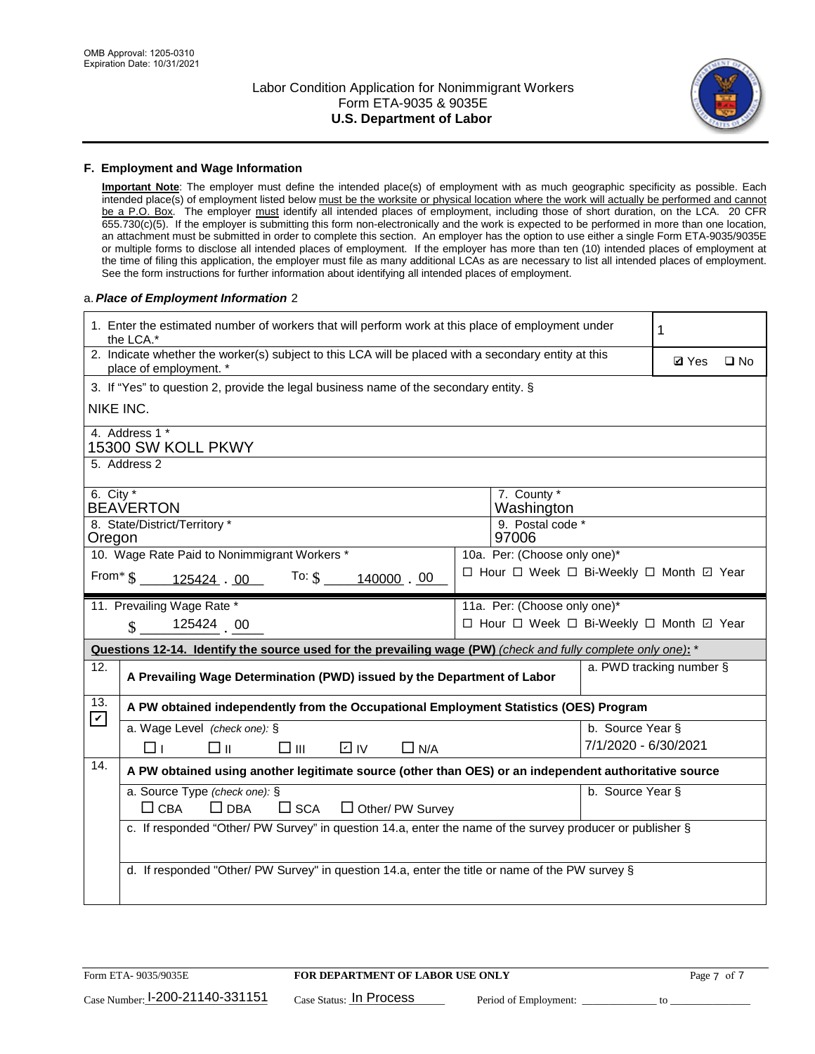OMB Approval: 1205-0310
Expiration Date: 10/31/2021

# Labor Condition Application for Nonimmigrant Workers
## Form ETA-9035 & 9035E
## U.S. Department of Labor

### F. Employment and Wage Information

**Important Note**: The employer must define the intended place(s) of employment with as much geographic specificity as possible. Each intended place(s) of employment listed below must be the worksite or physical location where the work will actually be performed and cannot be a P.O. Box. The employer must identify all intended places of employment, including those of short duration, on the LCA. 20 CFR 655.730(c)(5). If the employer is submitting this form non-electronically and the work is expected to be performed in more than one location, an attachment must be submitted in order to complete this section. An employer has the option to use either a single Form ETA-9035/9035E or multiple forms to disclose all intended places of employment. If the employer has more than ten (10) intended places of employment at the time of filing this application, the employer must file as many additional LCAs as are necessary to list all intended places of employment. See the form instructions for further information about identifying all intended places of employment.

a. ***Place of Employment Information*** 2

| | |
|---|---|
| 1. Enter the estimated number of workers that will perform work at this place of employment under the LCA.* | 1 |
| 2. Indicate whether the worker(s) subject to this LCA will be placed with a secondary entity at this place of employment. * | ☑ Yes ☐ No |
| 3. If "Yes" to question 2, provide the legal business name of the secondary entity. § NIKE INC. | |
| 4. Address 1 * 15300 SW KOLL PKWY | |
| 5. Address 2 | |
| 6. City * BEAVERTON | 7. County * Washington |
| 8. State/District/Territory * Oregon | 9. Postal code * 97006 |
| 10. Wage Rate Paid to Nonimmigrant Workers * From* $ 125424 . 00 To: $ 140000 . 00 | 10a. Per: (Choose only one)* ☐ Hour ☐ Week ☐ Bi-Weekly ☐ Month ☑ Year |
| 11. Prevailing Wage Rate * $ 125424 . 00 | 11a. Per: (Choose only one)* ☐ Hour ☐ Week ☐ Bi-Weekly ☐ Month ☑ Year |

**Questions 12-14. Identify the source used for the prevailing wage (PW)** *(check and fully complete only one)*: *

| | | |
|---|---|---|
| 12. | **A Prevailing Wage Determination (PWD) issued by the Department of Labor** | a. PWD tracking number § |
| 13. ☑ | **A PW obtained independently from the Occupational Employment Statistics (OES) Program** | |
| | a. Wage Level *(check one)*: § ☐ I ☐ II ☐ III ☑ IV ☐ N/A | b. Source Year § 7/1/2020 - 6/30/2021 |
| 14. | **A PW obtained using another legitimate source (other than OES) or an independent authoritative source** | |
| | a. Source Type *(check one)*: § ☐ CBA ☐ DBA ☐ SCA ☐ Other/ PW Survey | b. Source Year § |
| | c. If responded "Other/ PW Survey" in question 14.a, enter the name of the survey producer or publisher § | |
| | d. If responded "Other/ PW Survey" in question 14.a, enter the title or name of the PW survey § | |

Form ETA- 9035/9035E — FOR DEPARTMENT OF LABOR USE ONLY

Case Number: I-200-21140-331151 Case Status: In Process Period of Employment: ____________ to ____________